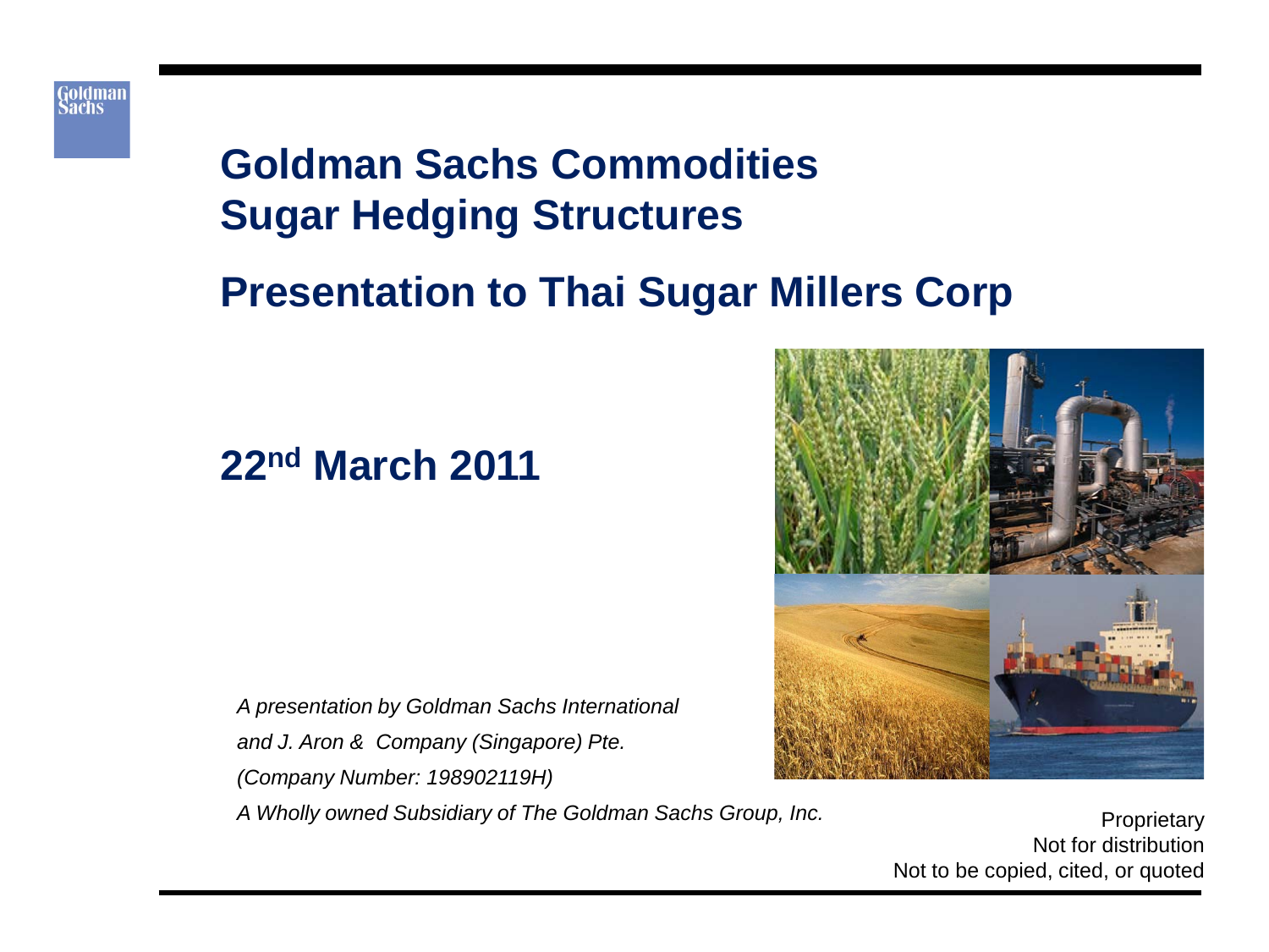Goldman Sachs

# Goldman Sachs Commodities Sugar Hedging Structures

# Presentation to Thai Sugar Millers Corp

## 22nd March 2011

*A presentation by Goldman Sachs International*

*and J. Aron & Company (Singapore) Pte.*

*(Company Number: 198902119H)*

*A Wholly owned Subsidiary of The Goldman Sachs Group, Inc.*

Proprietary
Not for distribution
Not to be copied, cited, or quoted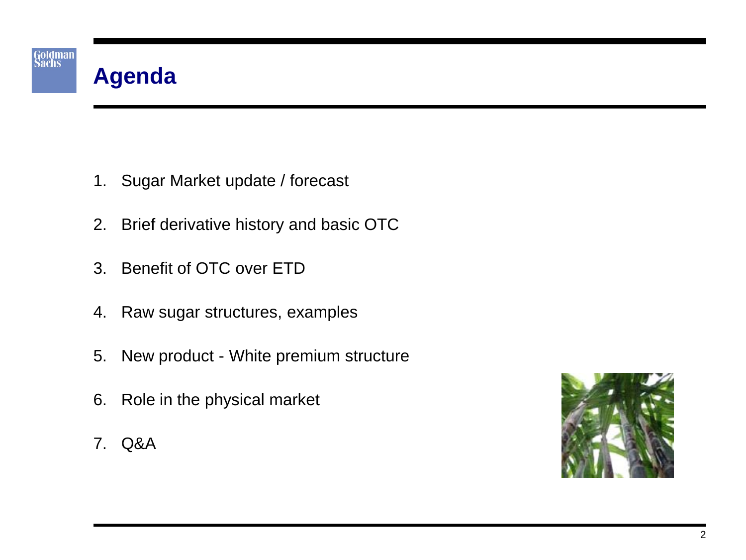# Agenda

1. Sugar Market update / forecast
2. Brief derivative history and basic OTC
3. Benefit of OTC over ETD
4. Raw sugar structures, examples
5. New product - White premium structure
6. Role in the physical market
7. Q&A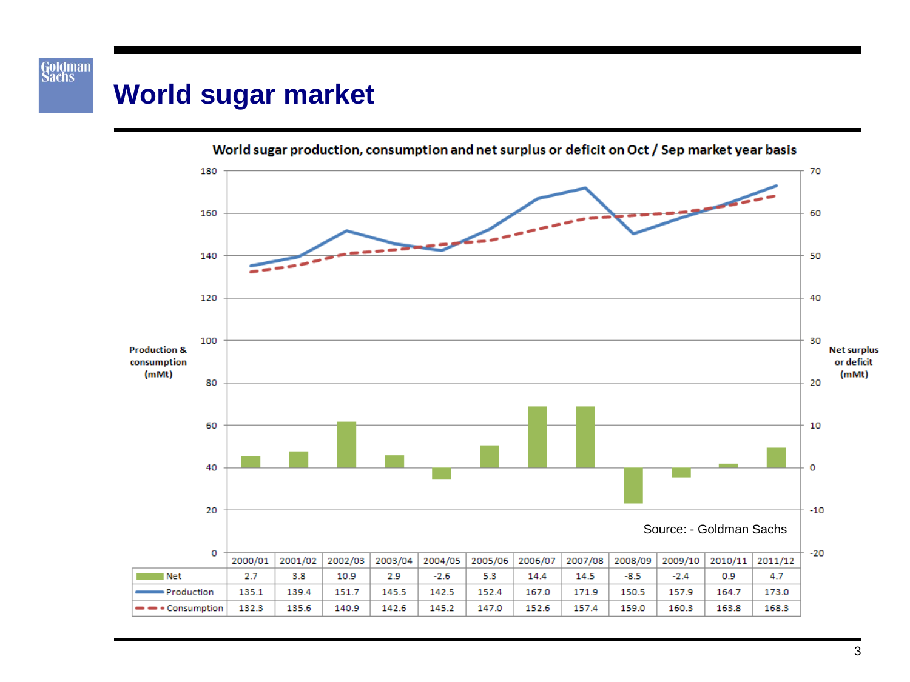# World sugar market

**World sugar production, consumption and net surplus or deficit on Oct / Sep market year basis**

| | 2000/01 | 2001/02 | 2002/03 | 2003/04 | 2004/05 | 2005/06 | 2006/07 | 2007/08 | 2008/09 | 2009/10 | 2010/11 | 2011/12 |
|---|---|---|---|---|---|---|---|---|---|---|---|---|
| Net | 2.7 | 3.8 | 10.9 | 2.9 | -2.6 | 5.3 | 14.4 | 14.5 | -8.5 | -2.4 | 0.9 | 4.7 |
| Production | 135.1 | 139.4 | 151.7 | 145.5 | 142.5 | 152.4 | 167.0 | 171.9 | 150.5 | 157.9 | 164.7 | 173.0 |
| Consumption | 132.3 | 135.6 | 140.9 | 142.6 | 145.2 | 147.0 | 152.6 | 157.4 | 159.0 | 160.3 | 163.8 | 168.3 |

Production & consumption (mMt); Net surplus or deficit (mMt)

Source: - Goldman Sachs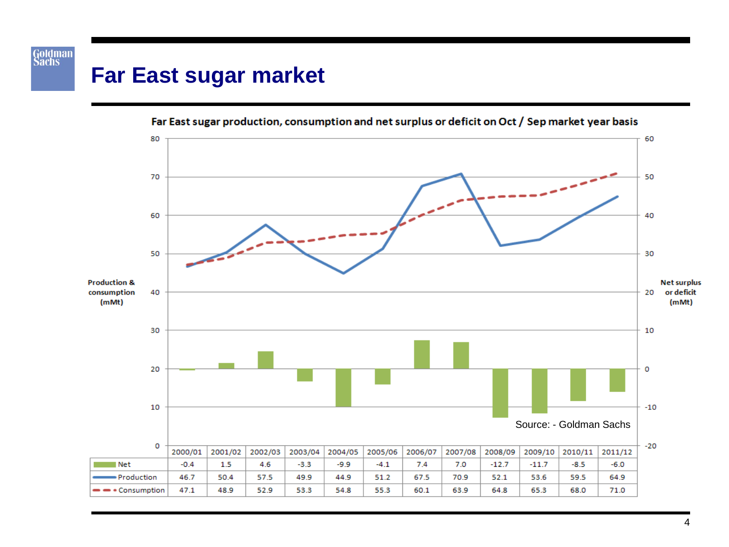# Far East sugar market

**Far East sugar production, consumption and net surplus or deficit on Oct / Sep market year basis**

| | 2000/01 | 2001/02 | 2002/03 | 2003/04 | 2004/05 | 2005/06 | 2006/07 | 2007/08 | 2008/09 | 2009/10 | 2010/11 | 2011/12 |
|---|---|---|---|---|---|---|---|---|---|---|---|---|
| Net | -0.4 | 1.5 | 4.6 | -3.3 | -9.9 | -4.1 | 7.4 | 7.0 | -12.7 | -11.7 | -8.5 | -6.0 |
| Production | 46.7 | 50.4 | 57.5 | 49.9 | 44.9 | 51.2 | 67.5 | 70.9 | 52.1 | 53.6 | 59.5 | 64.9 |
| Consumption | 47.1 | 48.9 | 52.9 | 53.3 | 54.8 | 55.3 | 60.1 | 63.9 | 64.8 | 65.3 | 68.0 | 71.0 |

Production & consumption (mMt); Net surplus or deficit (mMt)

Source: - Goldman Sachs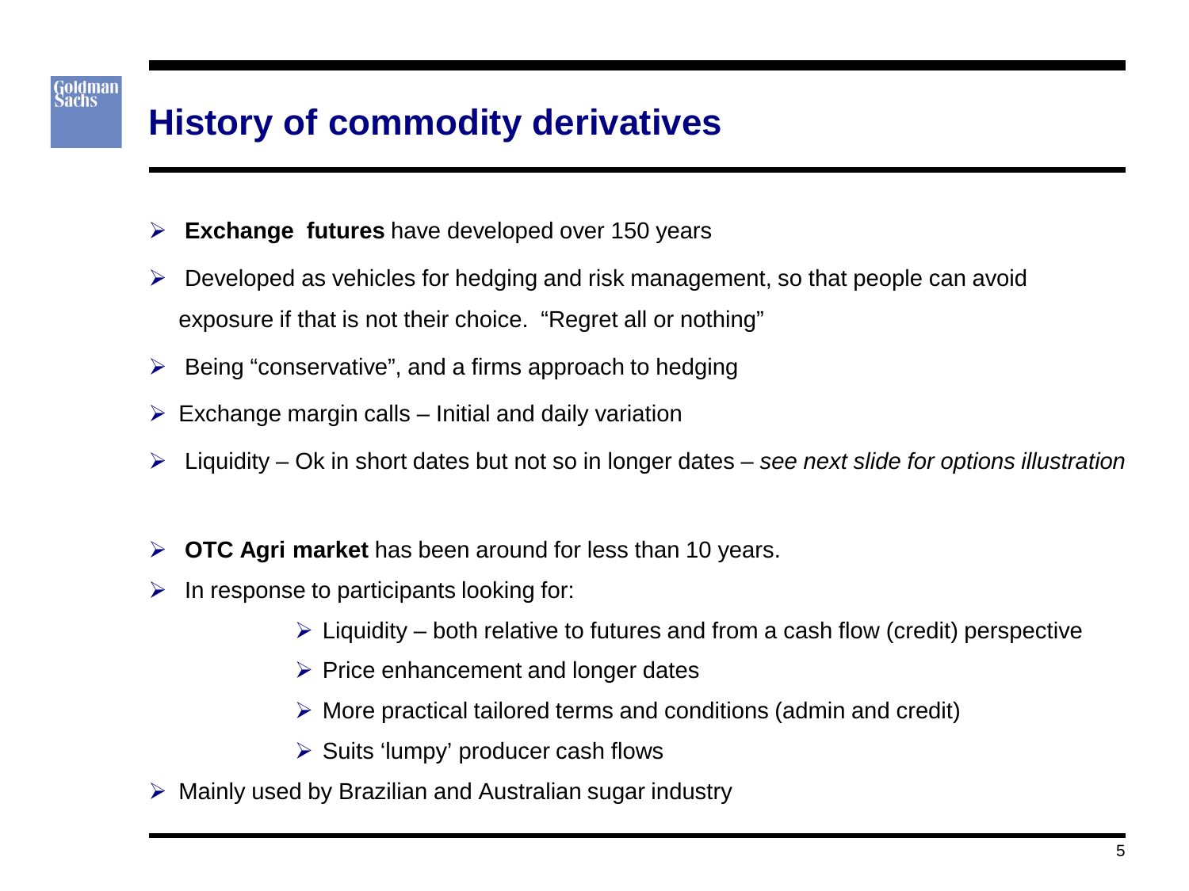# History of commodity derivatives

- **Exchange futures** have developed over 150 years
- Developed as vehicles for hedging and risk management, so that people can avoid exposure if that is not their choice. "Regret all or nothing"
- Being "conservative", and a firms approach to hedging
- Exchange margin calls – Initial and daily variation
- Liquidity – Ok in short dates but not so in longer dates – *see next slide for options illustration*

- **OTC Agri market** has been around for less than 10 years.
- In response to participants looking for:
    - Liquidity – both relative to futures and from a cash flow (credit) perspective
    - Price enhancement and longer dates
    - More practical tailored terms and conditions (admin and credit)
    - Suits 'lumpy' producer cash flows
- Mainly used by Brazilian and Australian sugar industry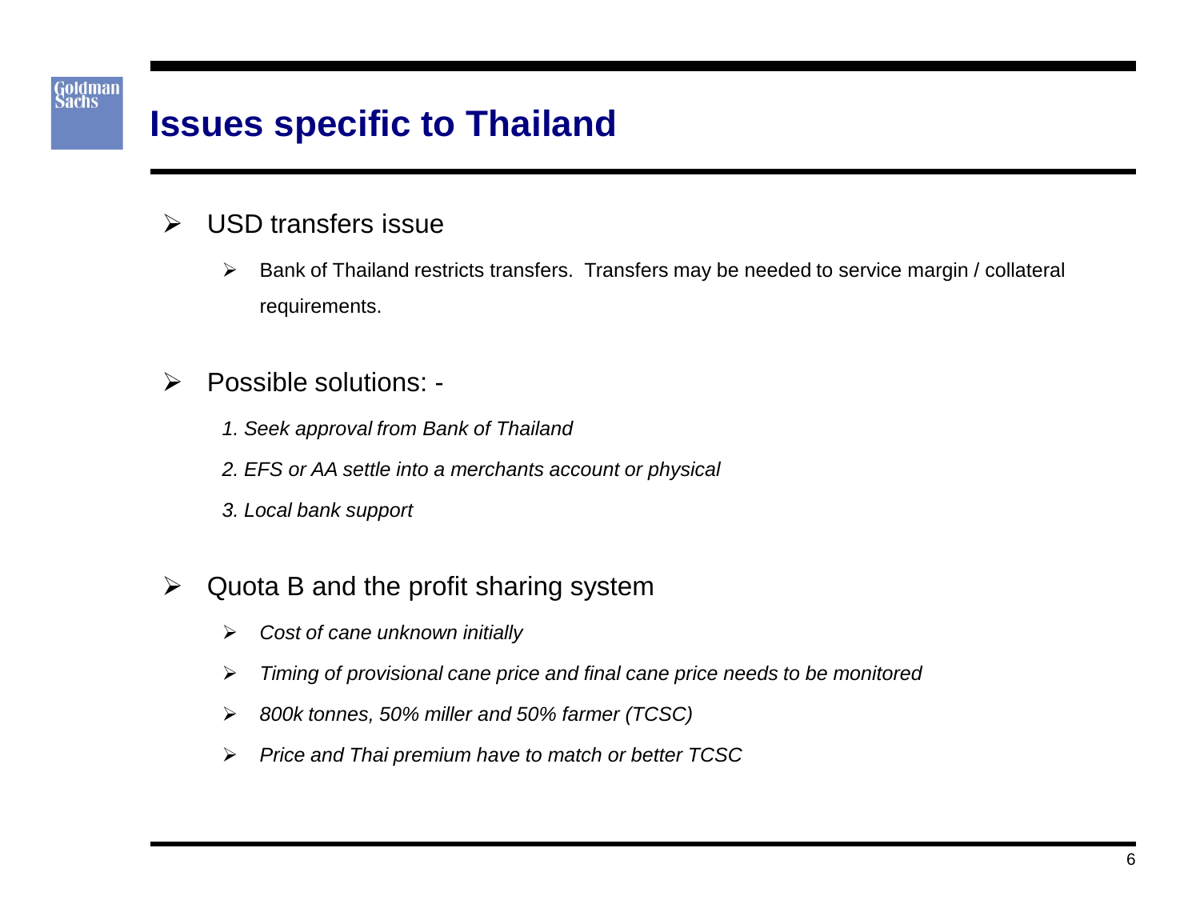# Issues specific to Thailand

- USD transfers issue
  - Bank of Thailand restricts transfers. Transfers may be needed to service margin / collateral requirements.

- Possible solutions: -
  1. *Seek approval from Bank of Thailand*
  2. *EFS or AA settle into a merchants account or physical*
  3. *Local bank support*

- Quota B and the profit sharing system
  - *Cost of cane unknown initially*
  - *Timing of provisional cane price and final cane price needs to be monitored*
  - *800k tonnes, 50% miller and 50% farmer (TCSC)*
  - *Price and Thai premium have to match or better TCSC*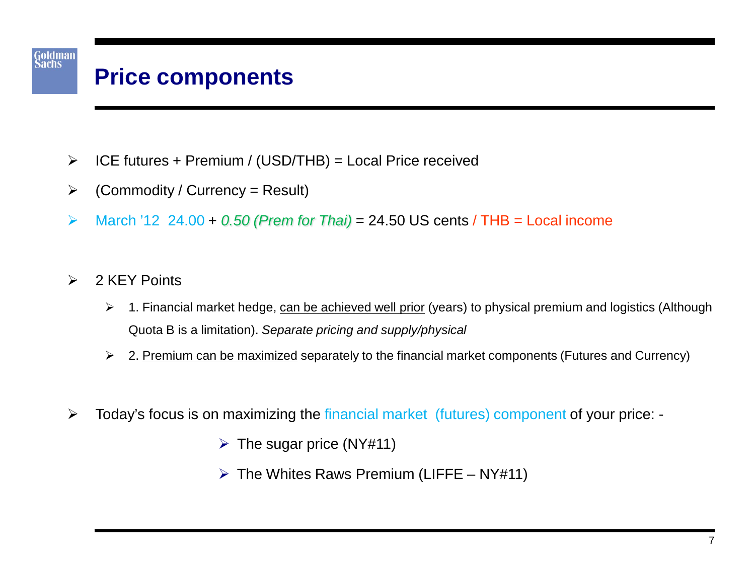# Price components

- ICE futures + Premium / (USD/THB) = Local Price received
- (Commodity / Currency = Result)
- March '12 24.00 + *0.50 (Prem for Thai)* = 24.50 US cents / THB = Local income

- 2 KEY Points
  - 1. Financial market hedge, can be achieved well prior (years) to physical premium and logistics (Although Quota B is a limitation). *Separate pricing and supply/physical*
  - 2. Premium can be maximized separately to the financial market components (Futures and Currency)

- Today's focus is on maximizing the financial market (futures) component of your price: -
  - The sugar price (NY#11)
  - The Whites Raws Premium (LIFFE – NY#11)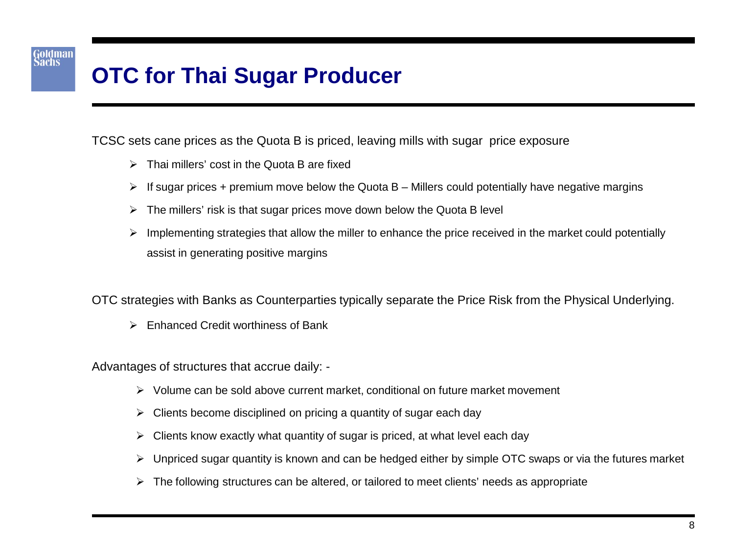# OTC for Thai Sugar Producer

TCSC sets cane prices as the Quota B is priced, leaving mills with sugar  price exposure

- Thai millers' cost in the Quota B are fixed
- If sugar prices + premium move below the Quota B – Millers could potentially have negative margins
- The millers' risk is that sugar prices move down below the Quota B level
- Implementing strategies that allow the miller to enhance the price received in the market could potentially assist in generating positive margins

OTC strategies with Banks as Counterparties typically separate the Price Risk from the Physical Underlying.

- Enhanced Credit worthiness of Bank

Advantages of structures that accrue daily: -

- Volume can be sold above current market, conditional on future market movement
- Clients become disciplined on pricing a quantity of sugar each day
- Clients know exactly what quantity of sugar is priced, at what level each day
- Unpriced sugar quantity is known and can be hedged either by simple OTC swaps or via the futures market
- The following structures can be altered, or tailored to meet clients' needs as appropriate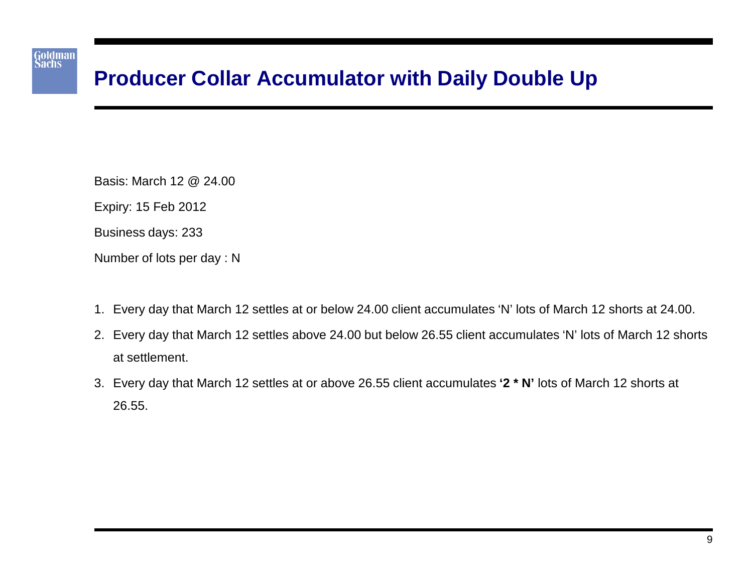# Producer Collar Accumulator with Daily Double Up

Basis: March 12 @ 24.00

Expiry: 15 Feb 2012

Business days: 233

Number of lots per day : N

1. Every day that March 12 settles at or below 24.00 client accumulates 'N' lots of March 12 shorts at 24.00.
2. Every day that March 12 settles above 24.00 but below 26.55 client accumulates 'N' lots of March 12 shorts at settlement.
3. Every day that March 12 settles at or above 26.55 client accumulates **'2 * N'** lots of March 12 shorts at 26.55.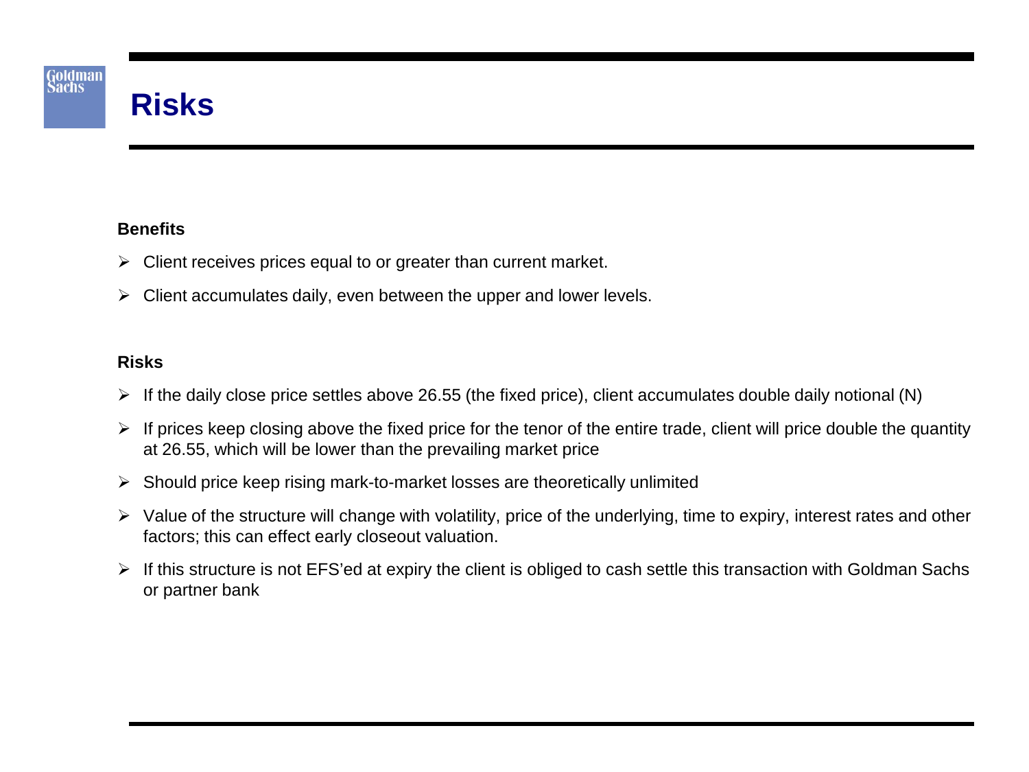# Risks

**Benefits**

- Client receives prices equal to or greater than current market.
- Client accumulates daily, even between the upper and lower levels.

**Risks**

- If the daily close price settles above 26.55 (the fixed price), client accumulates double daily notional (N)
- If prices keep closing above the fixed price for the tenor of the entire trade, client will price double the quantity at 26.55, which will be lower than the prevailing market price
- Should price keep rising mark-to-market losses are theoretically unlimited
- Value of the structure will change with volatility, price of the underlying, time to expiry, interest rates and other factors; this can effect early closeout valuation.
- If this structure is not EFS'ed at expiry the client is obliged to cash settle this transaction with Goldman Sachs or partner bank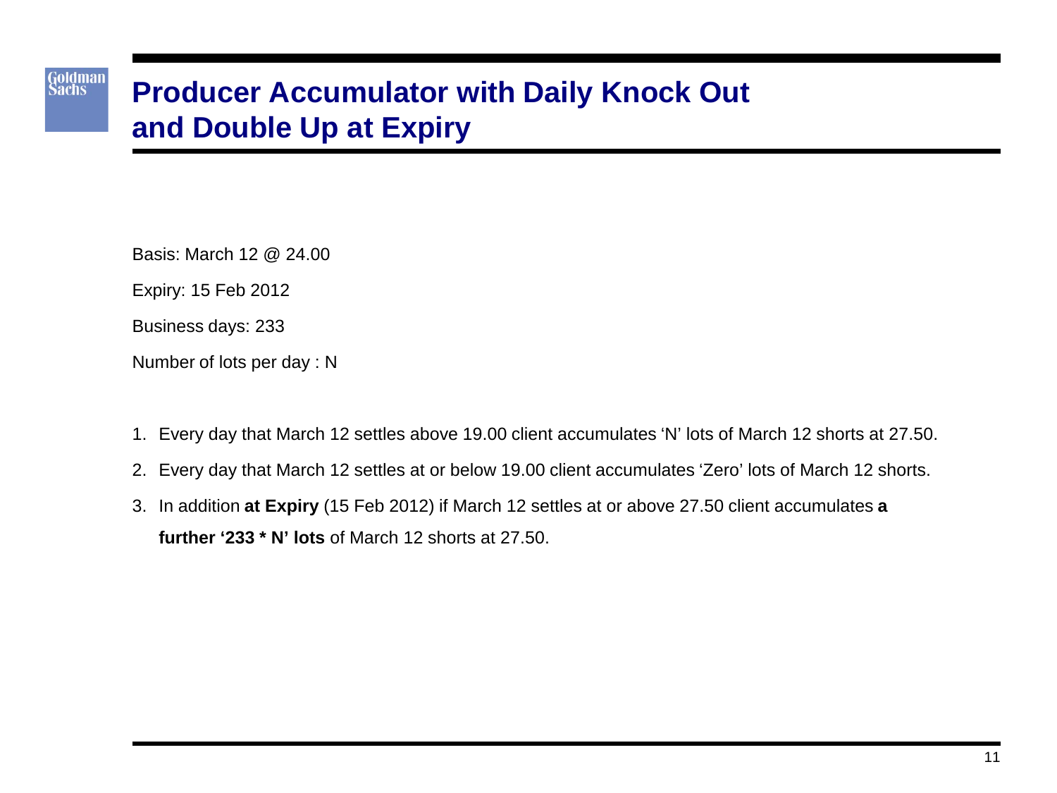# Producer Accumulator with Daily Knock Out and Double Up at Expiry

Basis: March 12 @ 24.00

Expiry: 15 Feb 2012

Business days: 233

Number of lots per day : N

1. Every day that March 12 settles above 19.00 client accumulates 'N' lots of March 12 shorts at 27.50.
2. Every day that March 12 settles at or below 19.00 client accumulates 'Zero' lots of March 12 shorts.
3. In addition **at Expiry** (15 Feb 2012) if March 12 settles at or above 27.50 client accumulates **a further '233 * N' lots** of March 12 shorts at 27.50.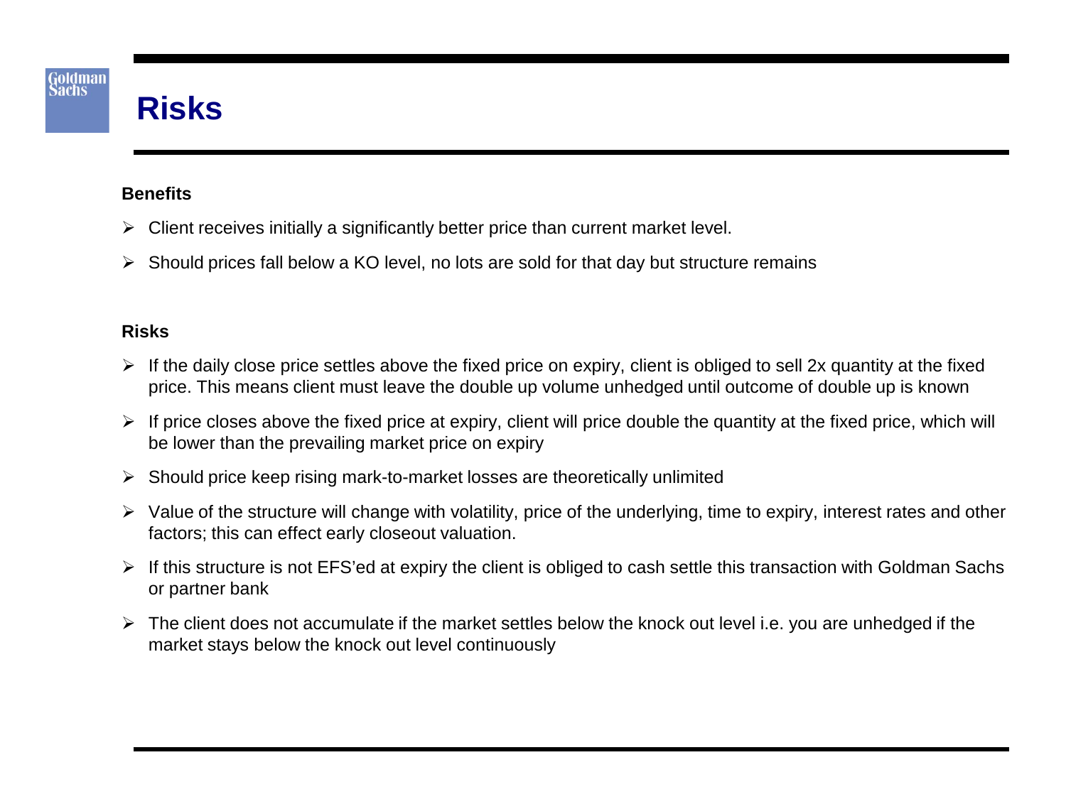# Risks

**Benefits**

- Client receives initially a significantly better price than current market level.
- Should prices fall below a KO level, no lots are sold for that day but structure remains

**Risks**

- If the daily close price settles above the fixed price on expiry, client is obliged to sell 2x quantity at the fixed price. This means client must leave the double up volume unhedged until outcome of double up is known
- If price closes above the fixed price at expiry, client will price double the quantity at the fixed price, which will be lower than the prevailing market price on expiry
- Should price keep rising mark-to-market losses are theoretically unlimited
- Value of the structure will change with volatility, price of the underlying, time to expiry, interest rates and other factors; this can effect early closeout valuation.
- If this structure is not EFS'ed at expiry the client is obliged to cash settle this transaction with Goldman Sachs or partner bank
- The client does not accumulate if the market settles below the knock out level i.e. you are unhedged if the market stays below the knock out level continuously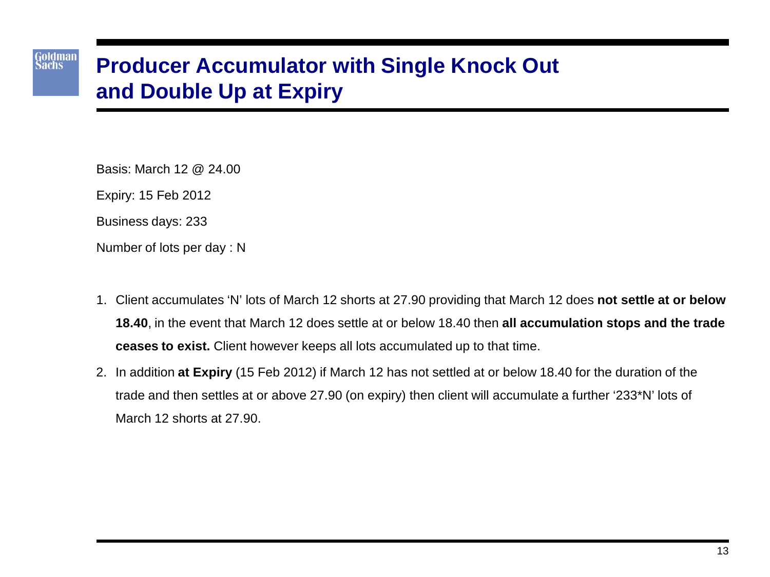# Producer Accumulator with Single Knock Out and Double Up at Expiry

Basis: March 12 @ 24.00

Expiry: 15 Feb 2012

Business days: 233

Number of lots per day : N

1. Client accumulates 'N' lots of March 12 shorts at 27.90 providing that March 12 does **not settle at or below 18.40**, in the event that March 12 does settle at or below 18.40 then **all accumulation stops and the trade ceases to exist.** Client however keeps all lots accumulated up to that time.
2. In addition **at Expiry** (15 Feb 2012) if March 12 has not settled at or below 18.40 for the duration of the trade and then settles at or above 27.90 (on expiry) then client will accumulate a further '233*N' lots of March 12 shorts at 27.90.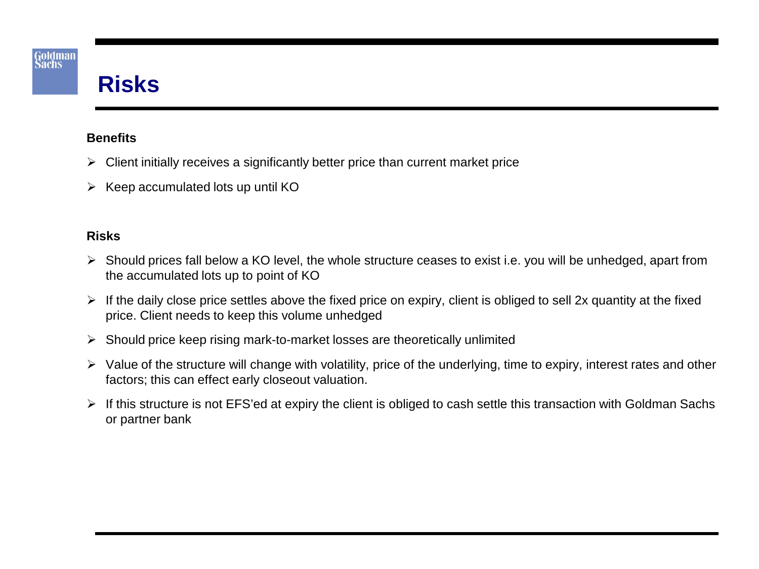# Risks

**Benefits**

- Client initially receives a significantly better price than current market price
- Keep accumulated lots up until KO

**Risks**

- Should prices fall below a KO level, the whole structure ceases to exist i.e. you will be unhedged, apart from the accumulated lots up to point of KO
- If the daily close price settles above the fixed price on expiry, client is obliged to sell 2x quantity at the fixed price. Client needs to keep this volume unhedged
- Should price keep rising mark-to-market losses are theoretically unlimited
- Value of the structure will change with volatility, price of the underlying, time to expiry, interest rates and other factors; this can effect early closeout valuation.
- If this structure is not EFS'ed at expiry the client is obliged to cash settle this transaction with Goldman Sachs or partner bank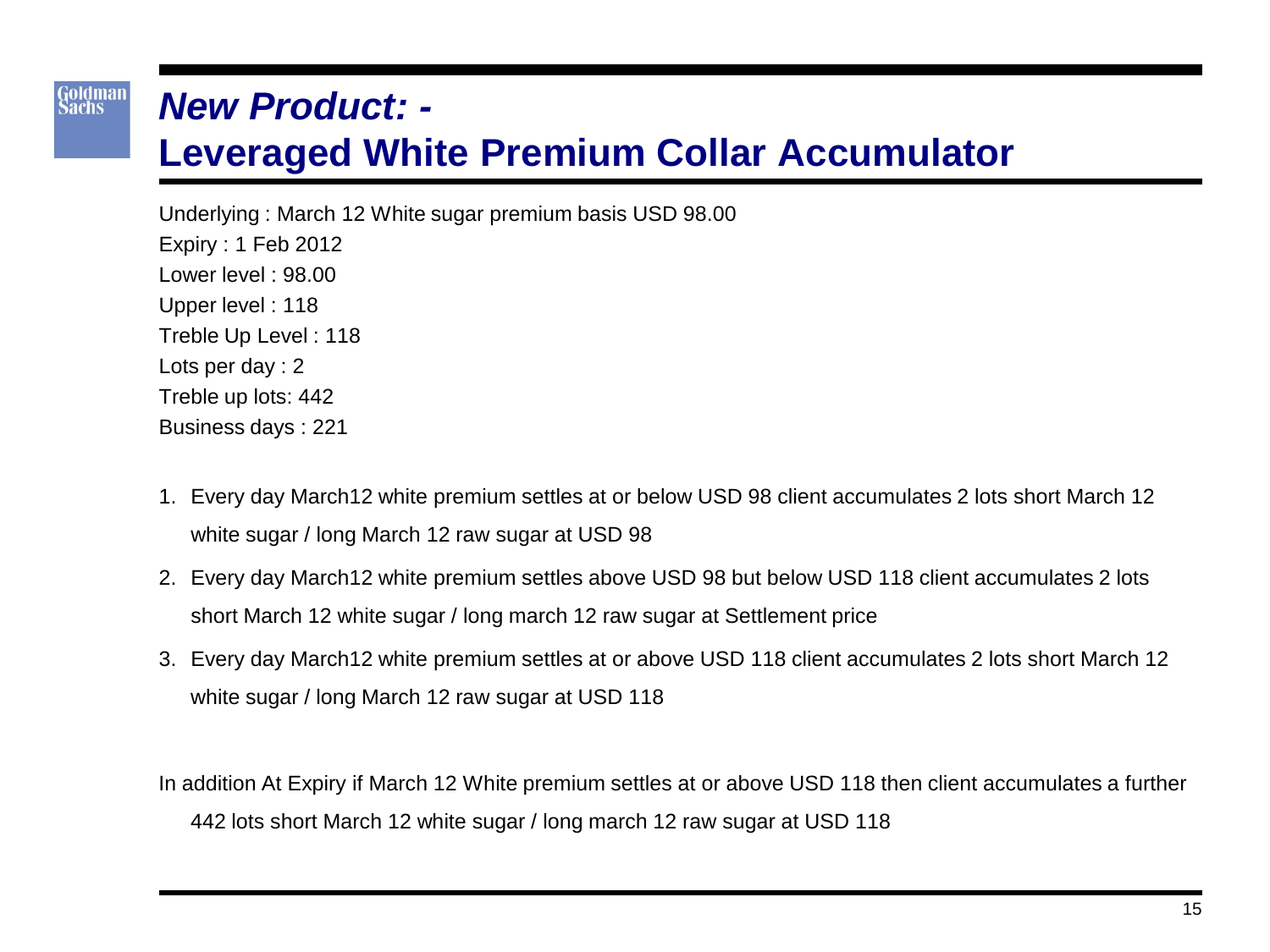# *New Product: -*

# Leveraged White Premium Collar Accumulator

Underlying : March 12 White sugar premium basis USD 98.00
Expiry : 1 Feb 2012
Lower level : 98.00
Upper level : 118
Treble Up Level : 118
Lots per day : 2
Treble up lots: 442
Business days : 221

1. Every day March12 white premium settles at or below USD 98 client accumulates 2 lots short March 12 white sugar / long March 12 raw sugar at USD 98
2. Every day March12 white premium settles above USD 98 but below USD 118 client accumulates 2 lots short March 12 white sugar / long march 12 raw sugar at Settlement price
3. Every day March12 white premium settles at or above USD 118 client accumulates 2 lots short March 12 white sugar / long March 12 raw sugar at USD 118

In addition At Expiry if March 12 White premium settles at or above USD 118 then client accumulates a further 442 lots short March 12 white sugar / long march 12 raw sugar at USD 118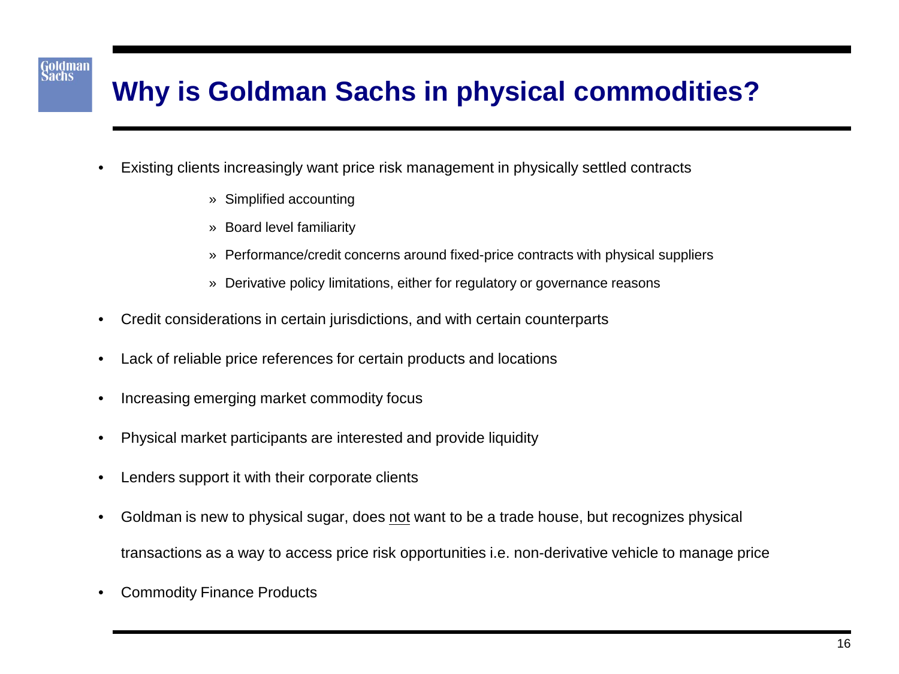# Why is Goldman Sachs in physical commodities?

- Existing clients increasingly want price risk management in physically settled contracts
  - Simplified accounting
  - Board level familiarity
  - Performance/credit concerns around fixed-price contracts with physical suppliers
  - Derivative policy limitations, either for regulatory or governance reasons
- Credit considerations in certain jurisdictions, and with certain counterparts
- Lack of reliable price references for certain products and locations
- Increasing emerging market commodity focus
- Physical market participants are interested and provide liquidity
- Lenders support it with their corporate clients
- Goldman is new to physical sugar, does <u>not</u> want to be a trade house, but recognizes physical transactions as a way to access price risk opportunities i.e. non-derivative vehicle to manage price
- Commodity Finance Products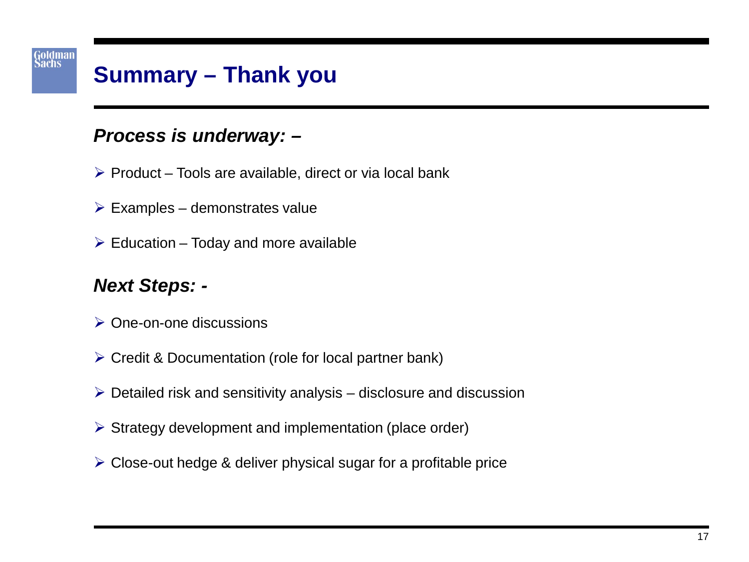# Summary – Thank you

***Process is underway: –***

- Product – Tools are available, direct or via local bank
- Examples – demonstrates value
- Education – Today and more available

***Next Steps: -***

- One-on-one discussions
- Credit & Documentation (role for local partner bank)
- Detailed risk and sensitivity analysis – disclosure and discussion
- Strategy development and implementation (place order)
- Close-out hedge & deliver physical sugar for a profitable price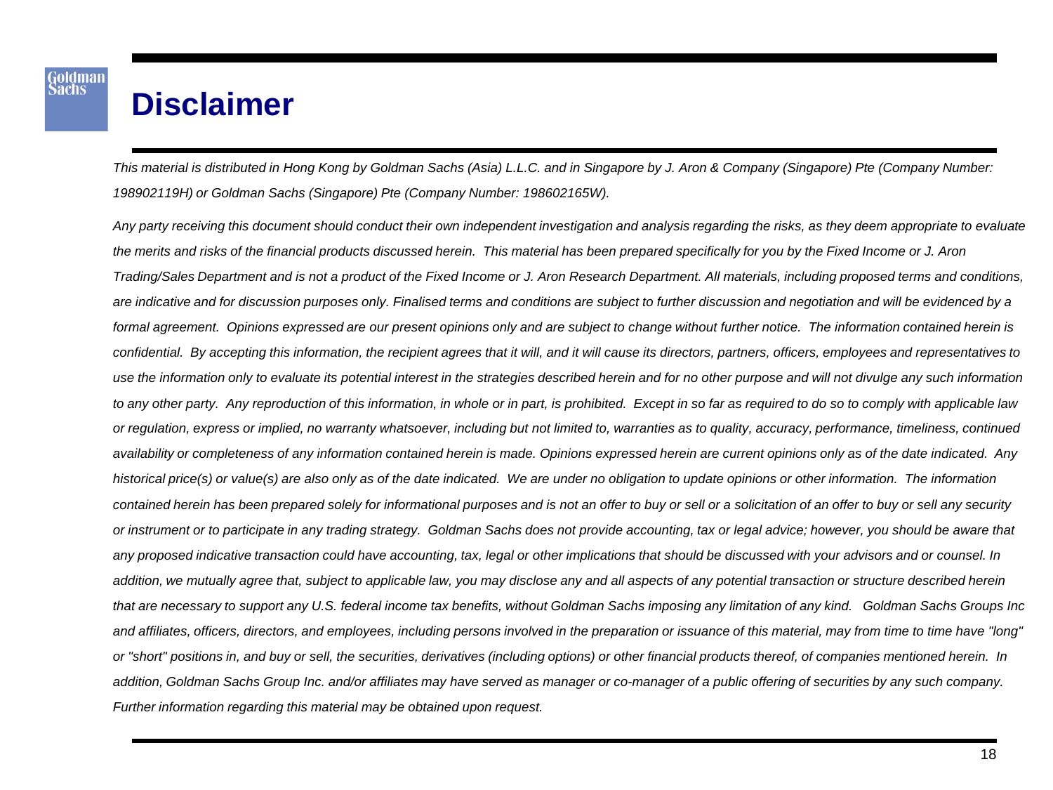# Disclaimer

*This material is distributed in Hong Kong by Goldman Sachs (Asia) L.L.C. and in Singapore by J. Aron & Company (Singapore) Pte (Company Number: 198902119H) or Goldman Sachs (Singapore) Pte (Company Number: 198602165W).*

*Any party receiving this document should conduct their own independent investigation and analysis regarding the risks, as they deem appropriate to evaluate the merits and risks of the financial products discussed herein. This material has been prepared specifically for you by the Fixed Income or J. Aron Trading/Sales Department and is not a product of the Fixed Income or J. Aron Research Department. All materials, including proposed terms and conditions, are indicative and for discussion purposes only. Finalised terms and conditions are subject to further discussion and negotiation and will be evidenced by a formal agreement. Opinions expressed are our present opinions only and are subject to change without further notice. The information contained herein is confidential. By accepting this information, the recipient agrees that it will, and it will cause its directors, partners, officers, employees and representatives to use the information only to evaluate its potential interest in the strategies described herein and for no other purpose and will not divulge any such information to any other party. Any reproduction of this information, in whole or in part, is prohibited. Except in so far as required to do so to comply with applicable law or regulation, express or implied, no warranty whatsoever, including but not limited to, warranties as to quality, accuracy, performance, timeliness, continued availability or completeness of any information contained herein is made. Opinions expressed herein are current opinions only as of the date indicated. Any historical price(s) or value(s) are also only as of the date indicated. We are under no obligation to update opinions or other information. The information contained herein has been prepared solely for informational purposes and is not an offer to buy or sell or a solicitation of an offer to buy or sell any security or instrument or to participate in any trading strategy. Goldman Sachs does not provide accounting, tax or legal advice; however, you should be aware that any proposed indicative transaction could have accounting, tax, legal or other implications that should be discussed with your advisors and or counsel. In addition, we mutually agree that, subject to applicable law, you may disclose any and all aspects of any potential transaction or structure described herein that are necessary to support any U.S. federal income tax benefits, without Goldman Sachs imposing any limitation of any kind. Goldman Sachs Groups Inc and affiliates, officers, directors, and employees, including persons involved in the preparation or issuance of this material, may from time to time have "long" or "short" positions in, and buy or sell, the securities, derivatives (including options) or other financial products thereof, of companies mentioned herein. In addition, Goldman Sachs Group Inc. and/or affiliates may have served as manager or co-manager of a public offering of securities by any such company. Further information regarding this material may be obtained upon request.*